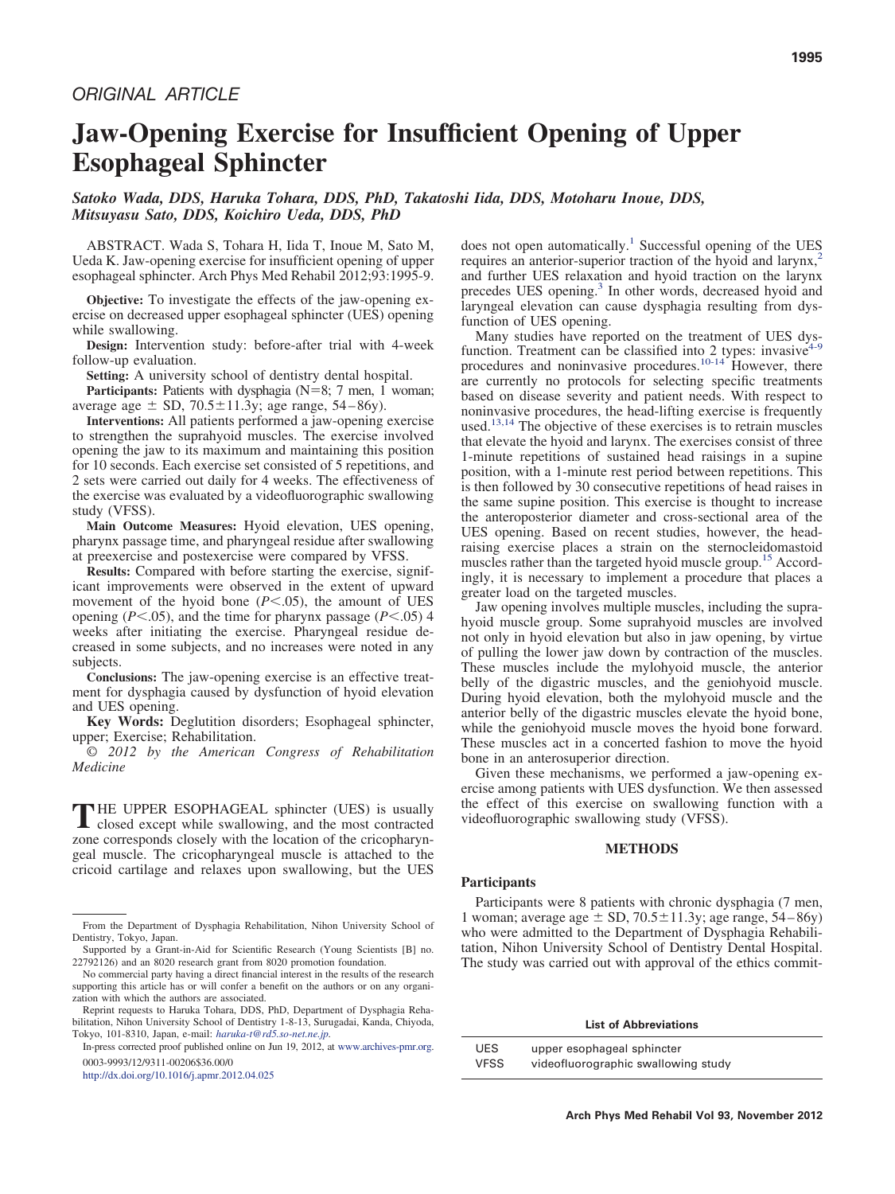*ORIGINAL ARTICLE*

# Jaw-Opening Exercise for Insufficient Opening of Upper Esophageal Sphincter

*Satoko Wada, DDS, Haruka Tohara, DDS, PhD, Takatoshi Iida, DDS, Motoharu Inoue, DDS, Mitsuyasu Sato, DDS, Koichiro Ueda, DDS, PhD*

ABSTRACT. Wada S, Tohara H, Iida T, Inoue M, Sato M, Ueda K. Jaw-opening exercise for insufficient opening of upper esophageal sphincter. Arch Phys Med Rehabil 2012;93:1995-9.

**Objective:** To investigate the effects of the jaw-opening exercise on decreased upper esophageal sphincter (UES) opening while swallowing.

**Design:** Intervention study: before-after trial with 4-week follow-up evaluation.

**Setting:** A university school of dentistry dental hospital.

**Participants:** Patients with dysphagia (N=8; 7 men, 1 woman; average age ± SD, 70.5±11.3y; age range, 54–86y).

**Interventions:** All patients performed a jaw-opening exercise to strengthen the suprahyoid muscles. The exercise involved opening the jaw to its maximum and maintaining this position for 10 seconds. Each exercise set consisted of 5 repetitions, and 2 sets were carried out daily for 4 weeks. The effectiveness of the exercise was evaluated by a videofluorographic swallowing study (VFSS).

**Main Outcome Measures:** Hyoid elevation, UES opening, pharynx passage time, and pharyngeal residue after swallowing at preexercise and postexercise were compared by VFSS.

**Results:** Compared with before starting the exercise, significant improvements were observed in the extent of upward movement of the hyoid bone ($P<.05$), the amount of UES opening ($P<.05$), and the time for pharynx passage ($P<.05$) 4 weeks after initiating the exercise. Pharyngeal residue decreased in some subjects, and no increases were noted in any subjects.

**Conclusions:** The jaw-opening exercise is an effective treatment for dysphagia caused by dysfunction of hyoid elevation and UES opening.

**Key Words:** Deglutition disorders; Esophageal sphincter, upper; Exercise; Rehabilitation.

*© 2012 by the American Congress of Rehabilitation Medicine*

THE UPPER ESOPHAGEAL sphincter (UES) is usually closed except while swallowing, and the most contracted zone corresponds closely with the location of the cricopharyngeal muscle. The cricopharyngeal muscle is attached to the cricoid cartilage and relaxes upon swallowing, but the UES does not open automatically.[1] Successful opening of the UES requires an anterior-superior traction of the hyoid and larynx,[2] and further UES relaxation and hyoid traction on the larynx precedes UES opening.[3] In other words, decreased hyoid and laryngeal elevation can cause dysphagia resulting from dysfunction of UES opening.

Many studies have reported on the treatment of UES dysfunction. Treatment can be classified into 2 types: invasive[4-9] procedures and noninvasive procedures.[10-14] However, there are currently no protocols for selecting specific treatments based on disease severity and patient needs. With respect to noninvasive procedures, the head-lifting exercise is frequently used.[13,14] The objective of these exercises is to retrain muscles that elevate the hyoid and larynx. The exercises consist of three 1-minute repetitions of sustained head raisings in a supine position, with a 1-minute rest period between repetitions. This is then followed by 30 consecutive repetitions of head raises in the same supine position. This exercise is thought to increase the anteroposterior diameter and cross-sectional area of the UES opening. Based on recent studies, however, the head-raising exercise places a strain on the sternocleidomastoid muscles rather than the targeted hyoid muscle group.[15] Accordingly, it is necessary to implement a procedure that places a greater load on the targeted muscles.

Jaw opening involves multiple muscles, including the suprahyoid muscle group. Some suprahyoid muscles are involved not only in hyoid elevation but also in jaw opening, by virtue of pulling the lower jaw down by contraction of the muscles. These muscles include the mylohyoid muscle, the anterior belly of the digastric muscles, and the geniohyoid muscle. During hyoid elevation, both the mylohyoid muscle and the anterior belly of the digastric muscles elevate the hyoid bone, while the geniohyoid muscle moves the hyoid bone forward. These muscles act in a concerted fashion to move the hyoid bone in an anterosuperior direction.

Given these mechanisms, we performed a jaw-opening exercise among patients with UES dysfunction. We then assessed the effect of this exercise on swallowing function with a videofluorographic swallowing study (VFSS).

## METHODS

### Participants

Participants were 8 patients with chronic dysphagia (7 men, 1 woman; average age ± SD, 70.5±11.3y; age range, 54–86y) who were admitted to the Department of Dysphagia Rehabilitation, Nihon University School of Dentistry Dental Hospital. The study was carried out with approval of the ethics commit-

From the Department of Dysphagia Rehabilitation, Nihon University School of Dentistry, Tokyo, Japan.

Supported by a Grant-in-Aid for Scientific Research (Young Scientists [B] no. 22792126) and an 8020 research grant from 8020 promotion foundation.

No commercial party having a direct financial interest in the results of the research supporting this article has or will confer a benefit on the authors or on any organization with which the authors are associated.

Reprint requests to Haruka Tohara, DDS, PhD, Department of Dysphagia Rehabilitation, Nihon University School of Dentistry 1-8-13, Surugadai, Kanda, Chiyoda, Tokyo, 101-8310, Japan, e-mail: haruka-t@rd5.so-net.ne.jp.

In-press corrected proof published online on Jun 19, 2012, at www.archives-pmr.org.

0003-9993/12/9311-00206$36.00/0

http://dx.doi.org/10.1016/j.apmr.2012.04.025

**List of Abbreviations**

| | |
|---|---|
| UES | upper esophageal sphincter |
| VFSS | videofluorographic swallowing study |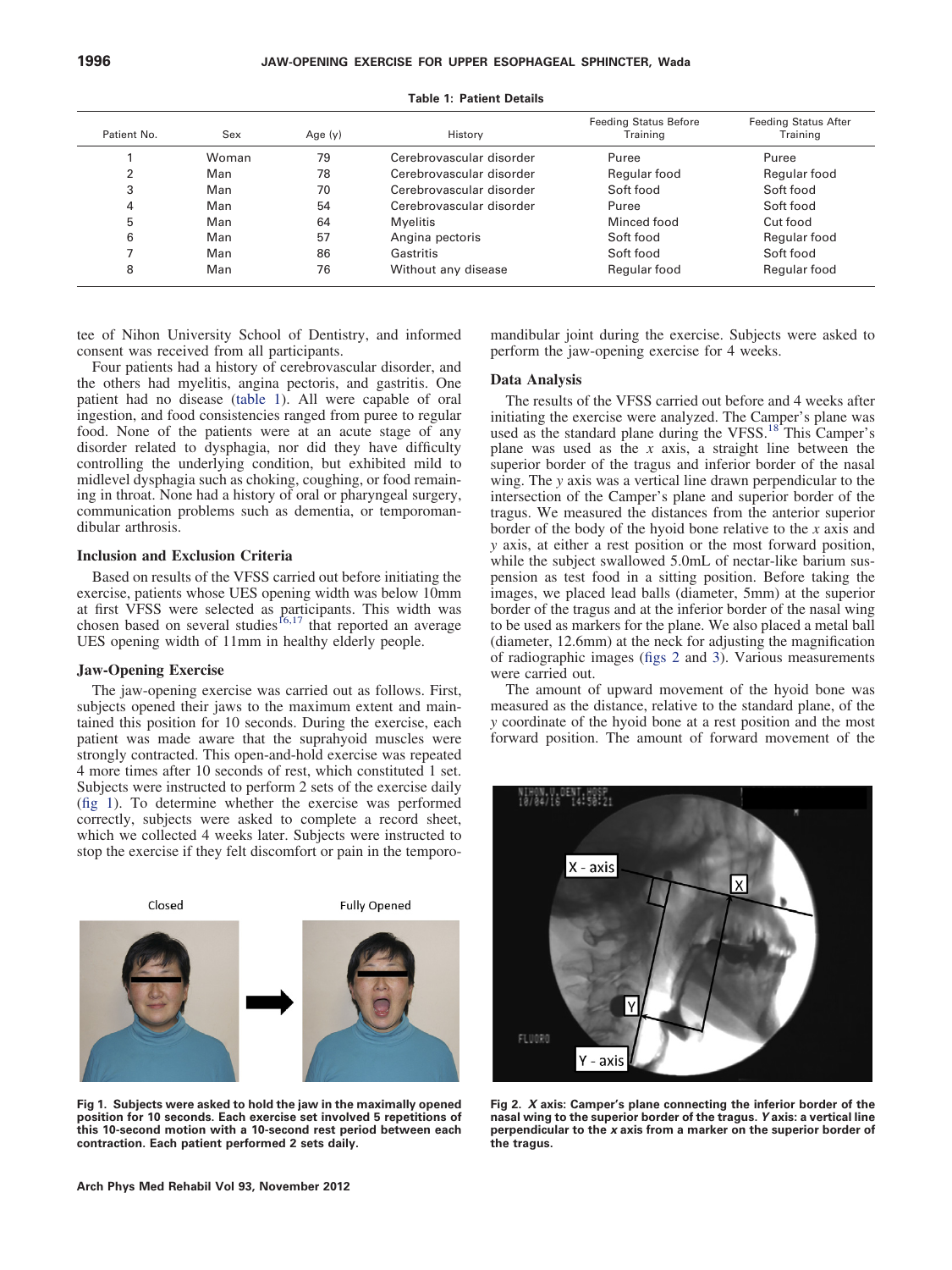**Table 1: Patient Details**

| Patient No. | Sex | Age (y) | History | Feeding Status Before Training | Feeding Status After Training |
|---|---|---|---|---|---|
| 1 | Woman | 79 | Cerebrovascular disorder | Puree | Puree |
| 2 | Man | 78 | Cerebrovascular disorder | Regular food | Regular food |
| 3 | Man | 70 | Cerebrovascular disorder | Soft food | Soft food |
| 4 | Man | 54 | Cerebrovascular disorder | Puree | Soft food |
| 5 | Man | 64 | Myelitis | Minced food | Cut food |
| 6 | Man | 57 | Angina pectoris | Soft food | Regular food |
| 7 | Man | 86 | Gastritis | Soft food | Soft food |
| 8 | Man | 76 | Without any disease | Regular food | Regular food |

tee of Nihon University School of Dentistry, and informed consent was received from all participants.

Four patients had a history of cerebrovascular disorder, and the others had myelitis, angina pectoris, and gastritis. One patient had no disease (table 1). All were capable of oral ingestion, and food consistencies ranged from puree to regular food. None of the patients were at an acute stage of any disorder related to dysphagia, nor did they have difficulty controlling the underlying condition, but exhibited mild to midlevel dysphagia such as choking, coughing, or food remaining in throat. None had a history of oral or pharyngeal surgery, communication problems such as dementia, or temporomandibular arthrosis.

### Inclusion and Exclusion Criteria

Based on results of the VFSS carried out before initiating the exercise, patients whose UES opening width was below 10mm at first VFSS were selected as participants. This width was chosen based on several studies[16,17] that reported an average UES opening width of 11mm in healthy elderly people.

### Jaw-Opening Exercise

The jaw-opening exercise was carried out as follows. First, subjects opened their jaws to the maximum extent and maintained this position for 10 seconds. During the exercise, each patient was made aware that the suprahyoid muscles were strongly contracted. This open-and-hold exercise was repeated 4 more times after 10 seconds of rest, which constituted 1 set. Subjects were instructed to perform 2 sets of the exercise daily (fig 1). To determine whether the exercise was performed correctly, subjects were asked to complete a record sheet, which we collected 4 weeks later. Subjects were instructed to stop the exercise if they felt discomfort or pain in the temporomandibular joint during the exercise. Subjects were asked to perform the jaw-opening exercise for 4 weeks.

**Fig 1. Subjects were asked to hold the jaw in the maximally opened position for 10 seconds. Each exercise set involved 5 repetitions of this 10-second motion with a 10-second rest period between each contraction. Each patient performed 2 sets daily.**

### Data Analysis

The results of the VFSS carried out before and 4 weeks after initiating the exercise were analyzed. The Camper's plane was used as the standard plane during the VFSS.[18] This Camper's plane was used as the *x* axis, a straight line between the superior border of the tragus and inferior border of the nasal wing. The *y* axis was a vertical line drawn perpendicular to the intersection of the Camper's plane and superior border of the tragus. We measured the distances from the anterior superior border of the body of the hyoid bone relative to the *x* axis and *y* axis, at either a rest position or the most forward position, while the subject swallowed 5.0mL of nectar-like barium suspension as test food in a sitting position. Before taking the images, we placed lead balls (diameter, 5mm) at the superior border of the tragus and at the inferior border of the nasal wing to be used as markers for the plane. We also placed a metal ball (diameter, 12.6mm) at the neck for adjusting the magnification of radiographic images (figs 2 and 3). Various measurements were carried out.

The amount of upward movement of the hyoid bone was measured as the distance, relative to the standard plane, of the *y* coordinate of the hyoid bone at a rest position and the most forward position. The amount of forward movement of the

**Fig 2. *X* axis: Camper's plane connecting the inferior border of the nasal wing to the superior border of the tragus. *Y* axis: a vertical line perpendicular to the *x* axis from a marker on the superior border of the tragus.**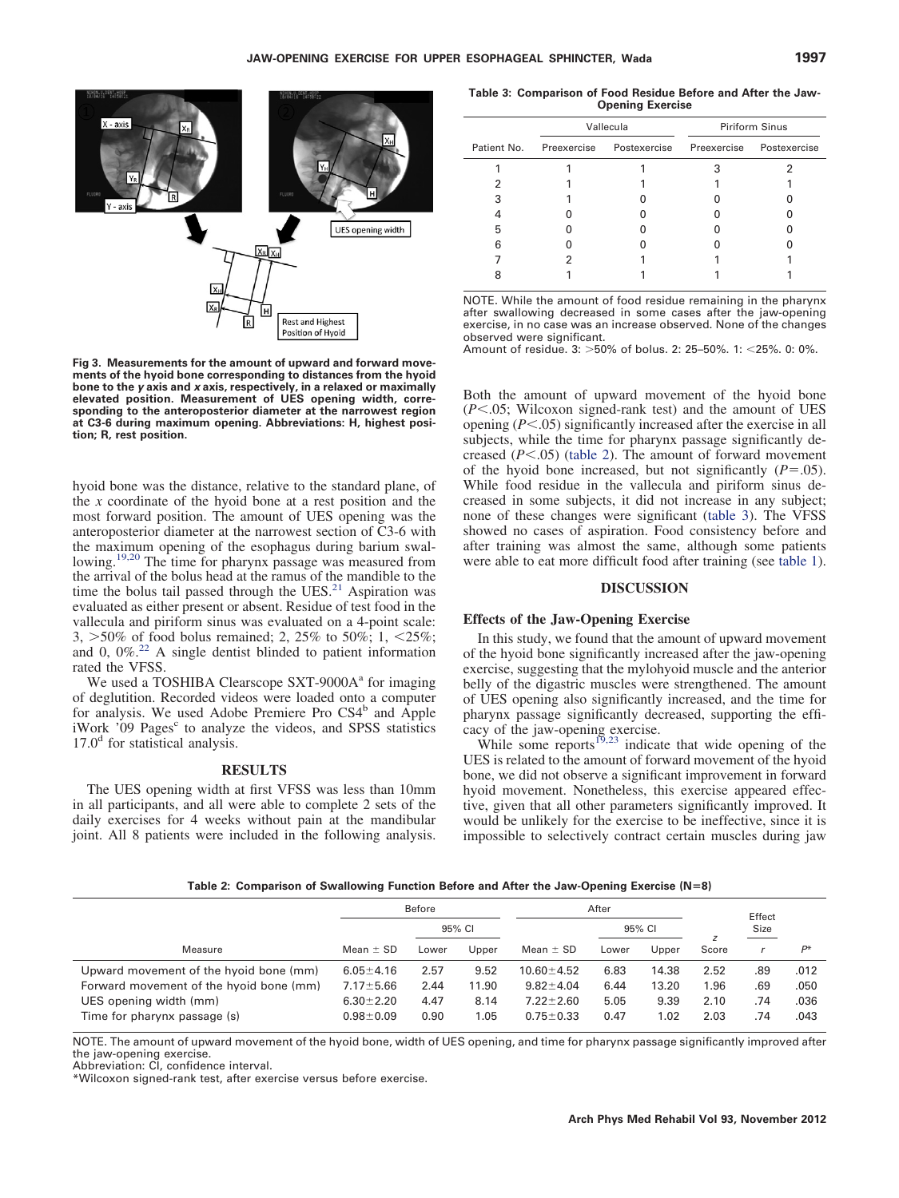Fig 3. Measurements for the amount of upward and forward movements of the hyoid bone corresponding to distances from the hyoid bone to the *y* axis and *x* axis, respectively, in a relaxed or maximally elevated position. Measurement of UES opening width, corresponding to the anteroposterior diameter at the narrowest region at C3-6 during maximum opening. Abbreviations: H, highest position; R, rest position.

hyoid bone was the distance, relative to the standard plane, of the *x* coordinate of the hyoid bone at a rest position and the most forward position. The amount of UES opening was the anteroposterior diameter at the narrowest section of C3-6 with the maximum opening of the esophagus during barium swallowing.[19,20] The time for pharynx passage was measured from the arrival of the bolus head at the ramus of the mandible to the time the bolus tail passed through the UES.[21] Aspiration was evaluated as either present or absent. Residue of test food in the vallecula and piriform sinus was evaluated on a 4-point scale: 3, >50% of food bolus remained; 2, 25% to 50%; 1, <25%; and 0, 0%.[22] A single dentist blinded to patient information rated the VFSS.

We used a TOSHIBA Clearscope SXT-9000A[a] for imaging of deglutition. Recorded videos were loaded onto a computer for analysis. We used Adobe Premiere Pro CS4[b] and Apple iWork '09 Pages[c] to analyze the videos, and SPSS statistics 17.0[d] for statistical analysis.

## RESULTS

The UES opening width at first VFSS was less than 10mm in all participants, and all were able to complete 2 sets of the daily exercises for 4 weeks without pain at the mandibular joint. All 8 patients were included in the following analysis.

**Table 3: Comparison of Food Residue Before and After the Jaw-Opening Exercise**

| Patient No. | Vallecula | | Piriform Sinus | |
|---|---|---|---|---|
| | Preexercise | Postexercise | Preexercise | Postexercise |
| 1 | 1 | 1 | 3 | 2 |
| 2 | 1 | 1 | 1 | 1 |
| 3 | 1 | 0 | 0 | 0 |
| 4 | 0 | 0 | 0 | 0 |
| 5 | 0 | 0 | 0 | 0 |
| 6 | 0 | 0 | 0 | 0 |
| 7 | 2 | 1 | 1 | 1 |
| 8 | 1 | 1 | 1 | 1 |

NOTE. While the amount of food residue remaining in the pharynx after swallowing decreased in some cases after the jaw-opening exercise, in no case was an increase observed. None of the changes observed were significant.
Amount of residue. 3: >50% of bolus. 2: 25–50%. 1: <25%. 0: 0%.

Both the amount of upward movement of the hyoid bone ($P<.05$; Wilcoxon signed-rank test) and the amount of UES opening ($P<.05$) significantly increased after the exercise in all subjects, while the time for pharynx passage significantly decreased ($P<.05$) (table 2). The amount of forward movement of the hyoid bone increased, but not significantly ($P=.05$). While food residue in the vallecula and piriform sinus decreased in some subjects, it did not increase in any subject; none of these changes were significant (table 3). The VFSS showed no cases of aspiration. Food consistency before and after training was almost the same, although some patients were able to eat more difficult food after training (see table 1).

## DISCUSSION

### Effects of the Jaw-Opening Exercise

In this study, we found that the amount of upward movement of the hyoid bone significantly increased after the jaw-opening exercise, suggesting that the mylohyoid muscle and the anterior belly of the digastric muscles were strengthened. The amount of UES opening also significantly increased, and the time for pharynx passage significantly decreased, supporting the efficacy of the jaw-opening exercise.

While some reports[19,23] indicate that wide opening of the UES is related to the amount of forward movement of the hyoid bone, we did not observe a significant improvement in forward hyoid movement. Nonetheless, this exercise appeared effective, given that all other parameters significantly improved. It would be unlikely for the exercise to be ineffective, since it is impossible to selectively contract certain muscles during jaw

**Table 2: Comparison of Swallowing Function Before and After the Jaw-Opening Exercise (N=8)**

| Measure | Before | | | After | | | | Effect Size | |
|---|---|---|---|---|---|---|---|---|---|
| | Mean ± SD | 95% CI | | Mean ± SD | 95% CI | | *z* Score | *r* | *P\** |
| | | Lower | Upper | | Lower | Upper | | | |
| Upward movement of the hyoid bone (mm) | 6.05±4.16 | 2.57 | 9.52 | 10.60±4.52 | 6.83 | 14.38 | 2.52 | .89 | .012 |
| Forward movement of the hyoid bone (mm) | 7.17±5.66 | 2.44 | 11.90 | 9.82±4.04 | 6.44 | 13.20 | 1.96 | .69 | .050 |
| UES opening width (mm) | 6.30±2.20 | 4.47 | 8.14 | 7.22±2.60 | 5.05 | 9.39 | 2.10 | .74 | .036 |
| Time for pharynx passage (s) | 0.98±0.09 | 0.90 | 1.05 | 0.75±0.33 | 0.47 | 1.02 | 2.03 | .74 | .043 |

NOTE. The amount of upward movement of the hyoid bone, width of UES opening, and time for pharynx passage significantly improved after the jaw-opening exercise.
Abbreviation: CI, confidence interval.
*Wilcoxon signed-rank test, after exercise versus before exercise.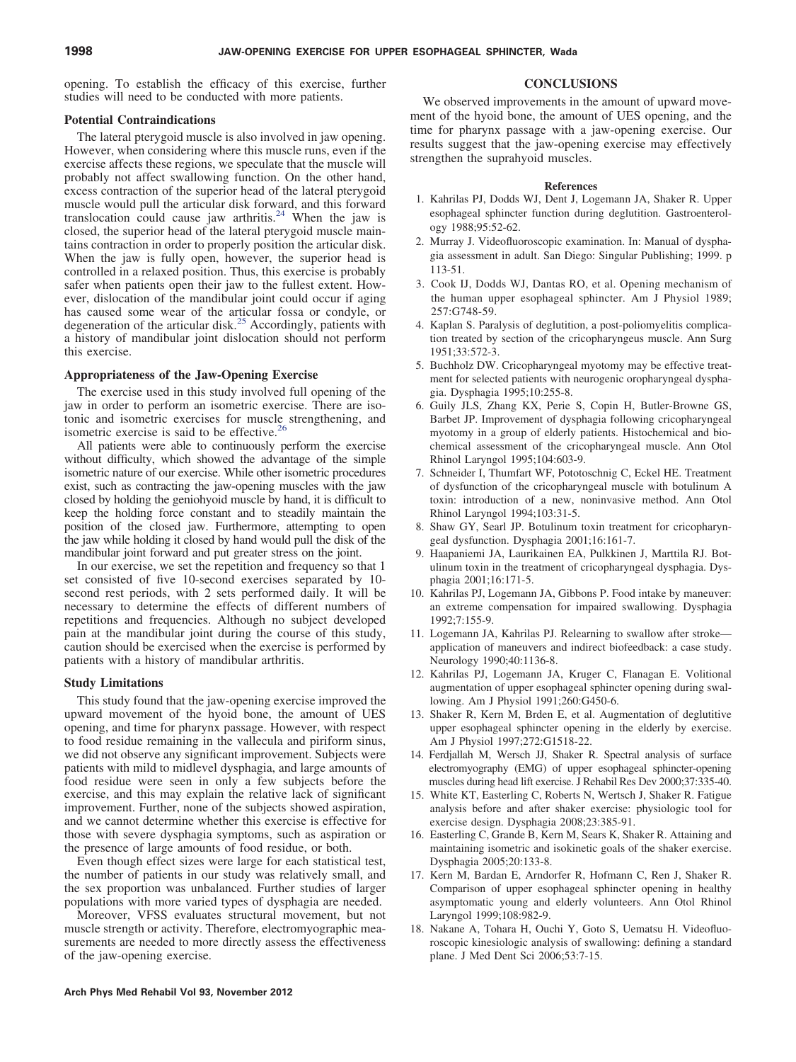opening. To establish the efficacy of this exercise, further studies will need to be conducted with more patients.

### Potential Contraindications

The lateral pterygoid muscle is also involved in jaw opening. However, when considering where this muscle runs, even if the exercise affects these regions, we speculate that the muscle will probably not affect swallowing function. On the other hand, excess contraction of the superior head of the lateral pterygoid muscle would pull the articular disk forward, and this forward translocation could cause jaw arthritis.[24] When the jaw is closed, the superior head of the lateral pterygoid muscle maintains contraction in order to properly position the articular disk. When the jaw is fully open, however, the superior head is controlled in a relaxed position. Thus, this exercise is probably safer when patients open their jaw to the fullest extent. However, dislocation of the mandibular joint could occur if aging has caused some wear of the articular fossa or condyle, or degeneration of the articular disk.[25] Accordingly, patients with a history of mandibular joint dislocation should not perform this exercise.

### Appropriateness of the Jaw-Opening Exercise

The exercise used in this study involved full opening of the jaw in order to perform an isometric exercise. There are isotonic and isometric exercises for muscle strengthening, and isometric exercise is said to be effective.[26]

All patients were able to continuously perform the exercise without difficulty, which showed the advantage of the simple isometric nature of our exercise. While other isometric procedures exist, such as contracting the jaw-opening muscles with the jaw closed by holding the geniohyoid muscle by hand, it is difficult to keep the holding force constant and to steadily maintain the position of the closed jaw. Furthermore, attempting to open the jaw while holding it closed by hand would pull the disk of the mandibular joint forward and put greater stress on the joint.

In our exercise, we set the repetition and frequency so that 1 set consisted of five 10-second exercises separated by 10-second rest periods, with 2 sets performed daily. It will be necessary to determine the effects of different numbers of repetitions and frequencies. Although no subject developed pain at the mandibular joint during the course of this study, caution should be exercised when the exercise is performed by patients with a history of mandibular arthritis.

### Study Limitations

This study found that the jaw-opening exercise improved the upward movement of the hyoid bone, the amount of UES opening, and time for pharynx passage. However, with respect to food residue remaining in the vallecula and piriform sinus, we did not observe any significant improvement. Subjects were patients with mild to midlevel dysphagia, and large amounts of food residue were seen in only a few subjects before the exercise, and this may explain the relative lack of significant improvement. Further, none of the subjects showed aspiration, and we cannot determine whether this exercise is effective for those with severe dysphagia symptoms, such as aspiration or the presence of large amounts of food residue, or both.

Even though effect sizes were large for each statistical test, the number of patients in our study was relatively small, and the sex proportion was unbalanced. Further studies of larger populations with more varied types of dysphagia are needed.

Moreover, VFSS evaluates structural movement, but not muscle strength or activity. Therefore, electromyographic measurements are needed to more directly assess the effectiveness of the jaw-opening exercise.

## CONCLUSIONS

We observed improvements in the amount of upward movement of the hyoid bone, the amount of UES opening, and the time for pharynx passage with a jaw-opening exercise. Our results suggest that the jaw-opening exercise may effectively strengthen the suprahyoid muscles.

### References

1. Kahrilas PJ, Dodds WJ, Dent J, Logemann JA, Shaker R. Upper esophageal sphincter function during deglutition. Gastroenterology 1988;95:52-62.
2. Murray J. Videofluoroscopic examination. In: Manual of dysphagia assessment in adult. San Diego: Singular Publishing; 1999. p 113-51.
3. Cook IJ, Dodds WJ, Dantas RO, et al. Opening mechanism of the human upper esophageal sphincter. Am J Physiol 1989; 257:G748-59.
4. Kaplan S. Paralysis of deglutition, a post-poliomyelitis complication treated by section of the cricopharyngeus muscle. Ann Surg 1951;33:572-3.
5. Buchholz DW. Cricopharyngeal myotomy may be effective treatment for selected patients with neurogenic oropharyngeal dysphagia. Dysphagia 1995;10:255-8.
6. Guily JLS, Zhang KX, Perie S, Copin H, Butler-Browne GS, Barbet JP. Improvement of dysphagia following cricopharyngeal myotomy in a group of elderly patients. Histochemical and biochemical assessment of the cricopharyngeal muscle. Ann Otol Rhinol Laryngol 1995;104:603-9.
7. Schneider I, Thumfart WF, Pototoschnig C, Eckel HE. Treatment of dysfunction of the cricopharyngeal muscle with botulinum A toxin: introduction of a new, noninvasive method. Ann Otol Rhinol Laryngol 1994;103:31-5.
8. Shaw GY, Searl JP. Botulinum toxin treatment for cricopharyngeal dysfunction. Dysphagia 2001;16:161-7.
9. Haapaniemi JA, Laurikainen EA, Pulkkinen J, Marttila RJ. Botulinum toxin in the treatment of cricopharyngeal dysphagia. Dysphagia 2001;16:171-5.
10. Kahrilas PJ, Logemann JA, Gibbons P. Food intake by maneuver: an extreme compensation for impaired swallowing. Dysphagia 1992;7:155-9.
11. Logemann JA, Kahrilas PJ. Relearning to swallow after stroke—application of maneuvers and indirect biofeedback: a case study. Neurology 1990;40:1136-8.
12. Kahrilas PJ, Logemann JA, Kruger C, Flanagan E. Volitional augmentation of upper esophageal sphincter opening during swallowing. Am J Physiol 1991;260:G450-6.
13. Shaker R, Kern M, Brden E, et al. Augmentation of deglutitive upper esophageal sphincter opening in the elderly by exercise. Am J Physiol 1997;272:G1518-22.
14. Ferdjallah M, Wersch JJ, Shaker R. Spectral analysis of surface electromyography (EMG) of upper esophageal sphincter-opening muscles during head lift exercise. J Rehabil Res Dev 2000;37:335-40.
15. White KT, Easterling C, Roberts N, Wertsch J, Shaker R. Fatigue analysis before and after shaker exercise: physiologic tool for exercise design. Dysphagia 2008;23:385-91.
16. Easterling C, Grande B, Kern M, Sears K, Shaker R. Attaining and maintaining isometric and isokinetic goals of the shaker exercise. Dysphagia 2005;20:133-8.
17. Kern M, Bardan E, Arndorfer R, Hofmann C, Ren J, Shaker R. Comparison of upper esophageal sphincter opening in healthy asymptomatic young and elderly volunteers. Ann Otol Rhinol Laryngol 1999;108:982-9.
18. Nakane A, Tohara H, Ouchi Y, Goto S, Uematsu H. Videofluoroscopic kinesiologic analysis of swallowing: defining a standard plane. J Med Dent Sci 2006;53:7-15.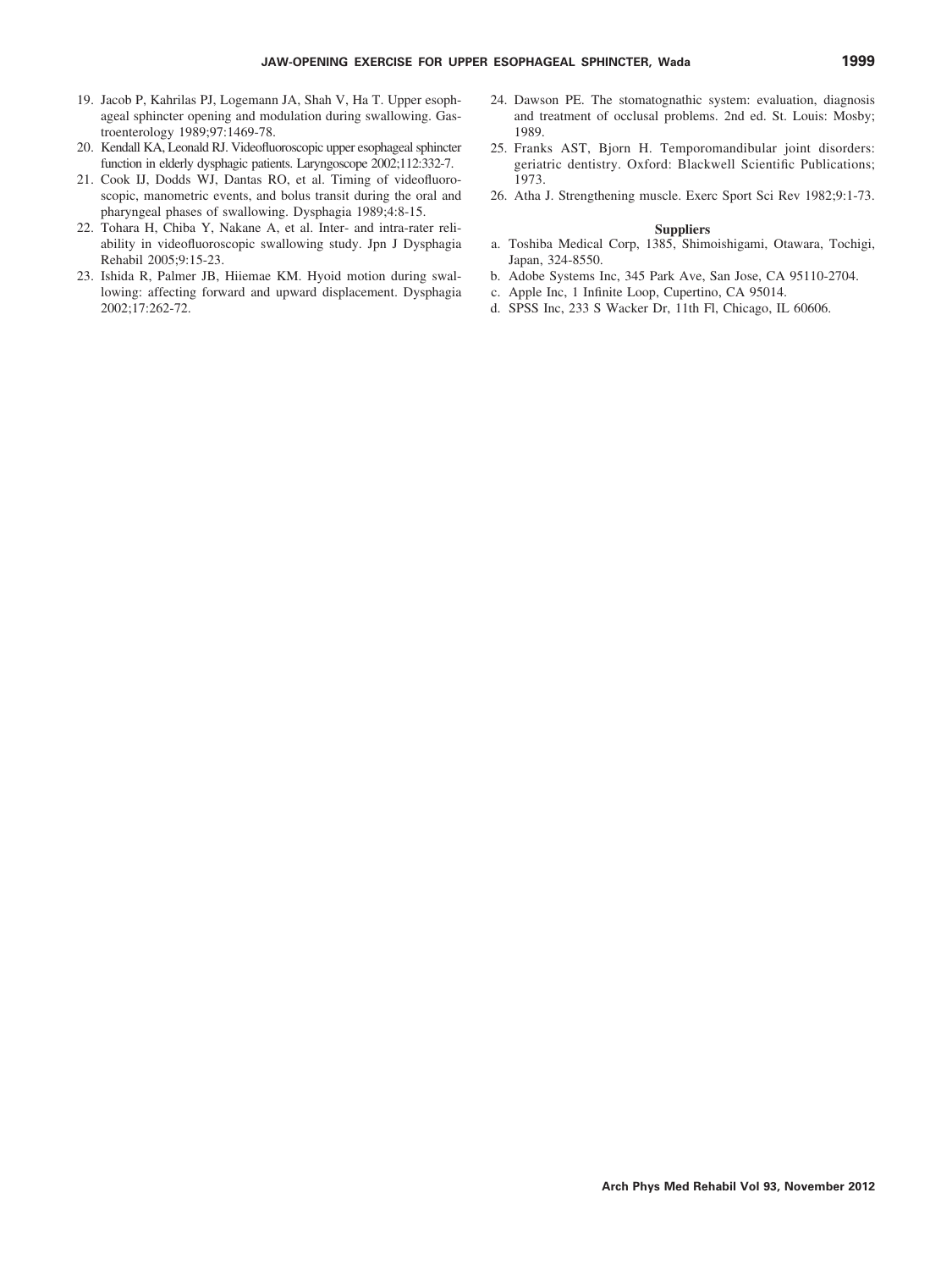19. Jacob P, Kahrilas PJ, Logemann JA, Shah V, Ha T. Upper esophageal sphincter opening and modulation during swallowing. Gastroenterology 1989;97:1469-78.
20. Kendall KA, Leonald RJ. Videofluoroscopic upper esophageal sphincter function in elderly dysphagic patients. Laryngoscope 2002;112:332-7.
21. Cook IJ, Dodds WJ, Dantas RO, et al. Timing of videofluoroscopic, manometric events, and bolus transit during the oral and pharyngeal phases of swallowing. Dysphagia 1989;4:8-15.
22. Tohara H, Chiba Y, Nakane A, et al. Inter- and intra-rater reliability in videofluoroscopic swallowing study. Jpn J Dysphagia Rehabil 2005;9:15-23.
23. Ishida R, Palmer JB, Hiiemae KM. Hyoid motion during swallowing: affecting forward and upward displacement. Dysphagia 2002;17:262-72.
24. Dawson PE. The stomatognathic system: evaluation, diagnosis and treatment of occlusal problems. 2nd ed. St. Louis: Mosby; 1989.
25. Franks AST, Bjorn H. Temporomandibular joint disorders: geriatric dentistry. Oxford: Blackwell Scientific Publications; 1973.
26. Atha J. Strengthening muscle. Exerc Sport Sci Rev 1982;9:1-73.

**Suppliers**

a. Toshiba Medical Corp, 1385, Shimoishigami, Otawara, Tochigi, Japan, 324-8550.
b. Adobe Systems Inc, 345 Park Ave, San Jose, CA 95110-2704.
c. Apple Inc, 1 Infinite Loop, Cupertino, CA 95014.
d. SPSS Inc, 233 S Wacker Dr, 11th Fl, Chicago, IL 60606.